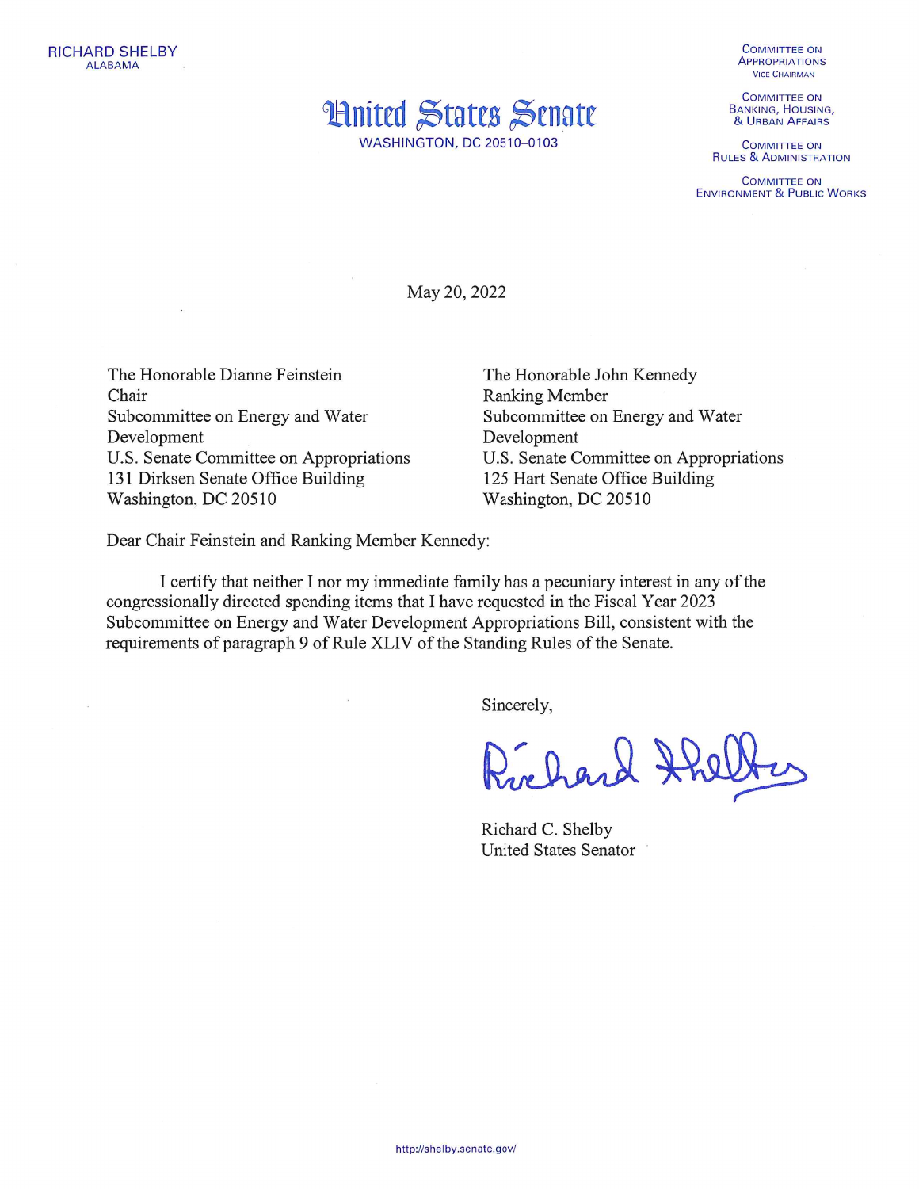RICHARD SHELBY
ALABAMA

COMMITTEE ON
APPROPRIATIONS
VICE CHAIRMAN

COMMITTEE ON
BANKING, HOUSING,
& URBAN AFFAIRS

COMMITTEE ON
RULES & ADMINISTRATION

COMMITTEE ON
ENVIRONMENT & PUBLIC WORKS

# United States Senate

WASHINGTON, DC 20510–0103

May 20, 2022

The Honorable Dianne Feinstein
Chair
Subcommittee on Energy and Water Development
U.S. Senate Committee on Appropriations
131 Dirksen Senate Office Building
Washington, DC 20510

The Honorable John Kennedy
Ranking Member
Subcommittee on Energy and Water Development
U.S. Senate Committee on Appropriations
125 Hart Senate Office Building
Washington, DC 20510

Dear Chair Feinstein and Ranking Member Kennedy:

I certify that neither I nor my immediate family has a pecuniary interest in any of the congressionally directed spending items that I have requested in the Fiscal Year 2023 Subcommittee on Energy and Water Development Appropriations Bill, consistent with the requirements of paragraph 9 of Rule XLIV of the Standing Rules of the Senate.

Sincerely,

Richard Shelby

Richard C. Shelby
United States Senator

http://shelby.senate.gov/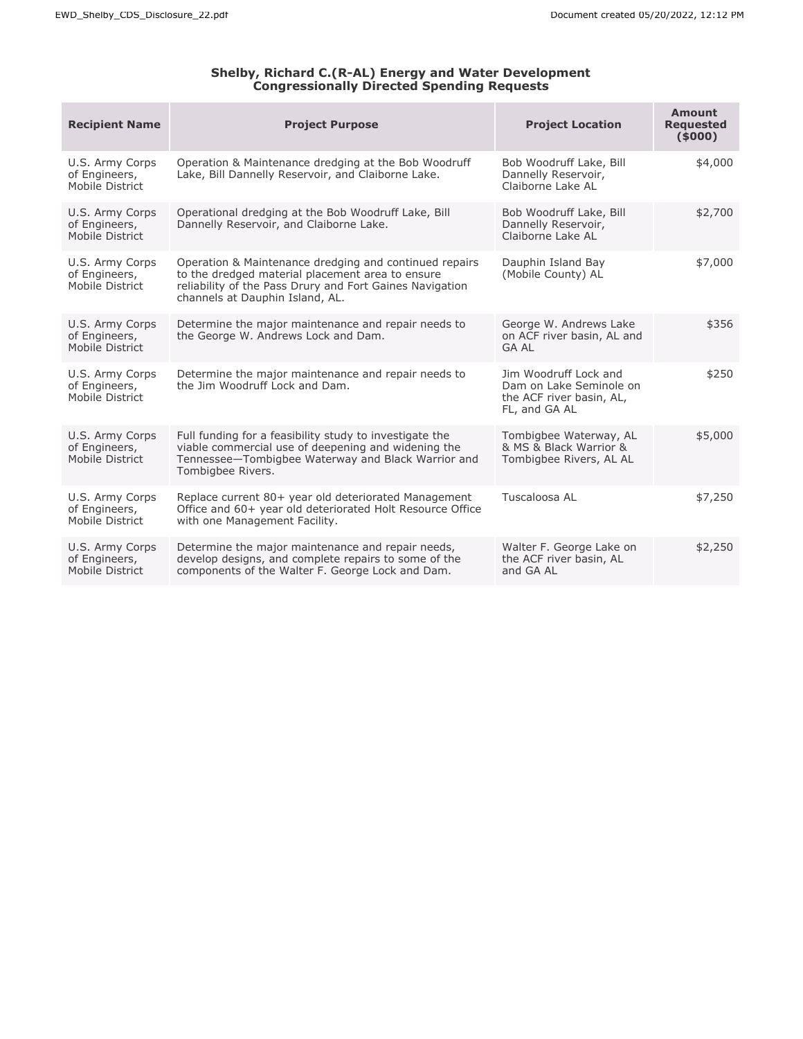**Shelby, Richard C.(R-AL) Energy and Water Development Congressionally Directed Spending Requests**

| Recipient Name | Project Purpose | Project Location | Amount Requested ($000) |
|---|---|---|---|
| U.S. Army Corps of Engineers, Mobile District | Operation & Maintenance dredging at the Bob Woodruff Lake, Bill Dannelly Reservoir, and Claiborne Lake. | Bob Woodruff Lake, Bill Dannelly Reservoir, Claiborne Lake AL | $4,000 |
| U.S. Army Corps of Engineers, Mobile District | Operational dredging at the Bob Woodruff Lake, Bill Dannelly Reservoir, and Claiborne Lake. | Bob Woodruff Lake, Bill Dannelly Reservoir, Claiborne Lake AL | $2,700 |
| U.S. Army Corps of Engineers, Mobile District | Operation & Maintenance dredging and continued repairs to the dredged material placement area to ensure reliability of the Pass Drury and Fort Gaines Navigation channels at Dauphin Island, AL. | Dauphin Island Bay (Mobile County) AL | $7,000 |
| U.S. Army Corps of Engineers, Mobile District | Determine the major maintenance and repair needs to the George W. Andrews Lock and Dam. | George W. Andrews Lake on ACF river basin, AL and GA AL | $356 |
| U.S. Army Corps of Engineers, Mobile District | Determine the major maintenance and repair needs to the Jim Woodruff Lock and Dam. | Jim Woodruff Lock and Dam on Lake Seminole on the ACF river basin, AL, FL, and GA AL | $250 |
| U.S. Army Corps of Engineers, Mobile District | Full funding for a feasibility study to investigate the viable commercial use of deepening and widening the Tennessee—Tombigbee Waterway and Black Warrior and Tombigbee Rivers. | Tombigbee Waterway, AL & MS & Black Warrior & Tombigbee Rivers, AL AL | $5,000 |
| U.S. Army Corps of Engineers, Mobile District | Replace current 80+ year old deteriorated Management Office and 60+ year old deteriorated Holt Resource Office with one Management Facility. | Tuscaloosa AL | $7,250 |
| U.S. Army Corps of Engineers, Mobile District | Determine the major maintenance and repair needs, develop designs, and complete repairs to some of the components of the Walter F. George Lock and Dam. | Walter F. George Lake on the ACF river basin, AL and GA AL | $2,250 |